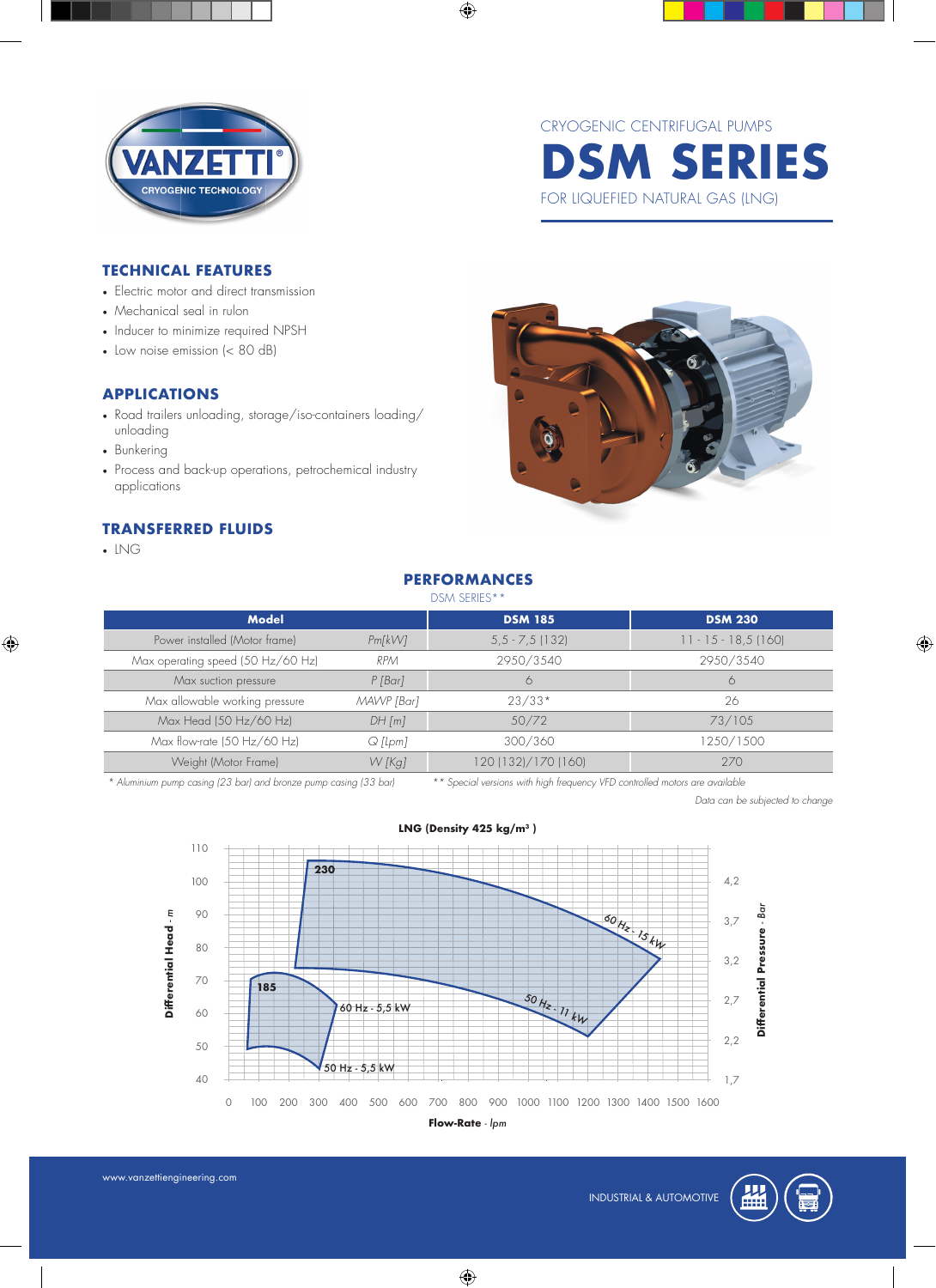CRYOGENIC CENTRIFUGAL PUMPS

# DSM SERIES

FOR LIQUEFIED NATURAL GAS (LNG)

## TECHNICAL FEATURES

- Electric motor and direct transmission
- Mechanical seal in rulon
- Inducer to minimize required NPSH
- Low noise emission (< 80 dB)

## APPLICATIONS

- Road trailers unloading, storage/iso-containers loading/unloading
- Bunkering
- Process and back-up operations, petrochemical industry applications

## TRANSFERRED FLUIDS

- LNG

## PERFORMANCES

DSM SERIES**

| Model | | DSM 185 | DSM 230 |
|---|---|---|---|
| Power installed (Motor frame) | Pm[kW] | 5,5 - 7,5 (132) | 11 - 15 - 18,5 (160) |
| Max operating speed (50 Hz/60 Hz) | RPM | 2950/3540 | 2950/3540 |
| Max suction pressure | P [Bar] | 6 | 6 |
| Max allowable working pressure | MAWP [Bar] | 23/33* | 26 |
| Max Head (50 Hz/60 Hz) | DH [m] | 50/72 | 73/105 |
| Max flow-rate (50 Hz/60 Hz) | Q [Lpm] | 300/360 | 1250/1500 |
| Weight (Motor Frame) | W [Kg] | 120 (132)/170 (160) | 270 |

*\* Aluminium pump casing (23 bar) and bronze pump casing (33 bar)*

*\*\* Special versions with high frequency VFD controlled motors are available*

*Data can be subjected to change*

**LNG (Density 425 kg/m³ )**

Differential Head - m (40–110); Differential Pressure - Bar (1,7–4,2); Flow-Rate - lpm (0–1600)

185: 60 Hz - 5,5 kW; 50 Hz - 5,5 kW

230: 60 Hz - 15 kW; 50 Hz - 11 kW

www.vanzettiengineering.com

INDUSTRIAL & AUTOMOTIVE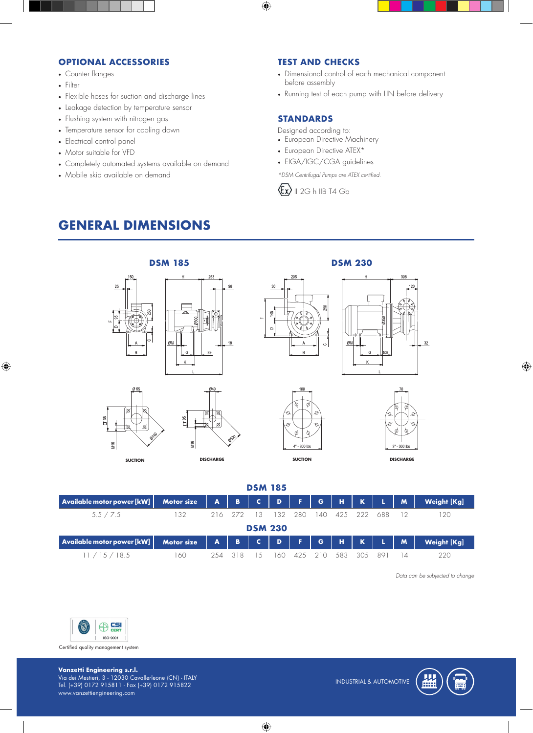## OPTIONAL ACCESSORIES

- Counter flanges
- Filter
- Flexible hoses for suction and discharge lines
- Leakage detection by temperature sensor
- Flushing system with nitrogen gas
- Temperature sensor for cooling down
- Electrical control panel
- Motor suitable for VFD
- Completely automated systems available on demand
- Mobile skid available on demand

## TEST AND CHECKS

- Dimensional control of each mechanical component before assembly
- Running test of each pump with LIN before delivery

## STANDARDS

Designed according to:

- European Directive Machinery
- European Directive ATEX*
- EIGA/IGC/CGA guidelines

*DSM Centrifugal Pumps are ATEX certified.*

Ex II 2G h IIB T4 Gb

# GENERAL DIMENSIONS

### DSM 185

### DSM 230

SUCTION

DISCHARGE

SUCTION

DISCHARGE

### DSM 185

| Available motor power [kW] | Motor size | A | B | C | D | F | G | H | K | L | M | Weight [Kg] |
|---|---|---|---|---|---|---|---|---|---|---|---|---|
| 5.5 / 7.5 | 132 | 216 | 272 | 13 | 132 | 280 | 140 | 425 | 222 | 688 | 12 | 120 |

### DSM 230

| Available motor power [kW] | Motor size | A | B | C | D | F | G | H | K | L | M | Weight [Kg] |
|---|---|---|---|---|---|---|---|---|---|---|---|---|
| 11 / 15 / 18.5 | 160 | 254 | 318 | 15 | 160 | 425 | 210 | 583 | 305 | 891 | 14 | 220 |

*Data can be subjected to change*

ISO 9001

Certified quality management system

**Vanzetti Engineering s.r.l.**
Via dei Mestieri, 3 - 12030 Cavallerleone (CN) - ITALY
Tel. (+39) 0172 915811 - Fax (+39) 0172 915822
www.vanzettiengineering.com

INDUSTRIAL & AUTOMOTIVE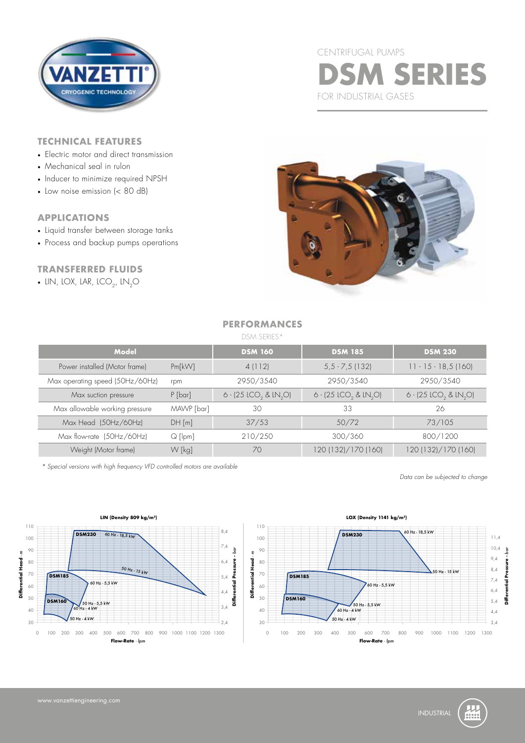CENTRIFUGAL PUMPS

# DSM SERIES

FOR INDUSTRIAL GASES

### TECHNICAL FEATURES

- Electric motor and direct transmission
- Mechanical seal in rulon
- Inducer to minimize required NPSH
- Low noise emission (< 80 dB)

### APPLICATIONS

- Liquid transfer between storage tanks
- Process and backup pumps operations

### TRANSFERRED FLUIDS

- LIN, LOX, LAR, $LCO_2$, $LN_2O$

### PERFORMANCES

DSM SERIES*

| Model | | DSM 160 | DSM 185 | DSM 230 |
|---|---|---|---|---|
| Power installed (Motor frame) | Pm[kW] | 4 (112) | 5,5 - 7,5 (132) | 11 - 15 - 18,5 (160) |
| Max operating speed (50Hz/60Hz) | rpm | 2950/3540 | 2950/3540 | 2950/3540 |
| Max suction pressure | P [bar] | 6 - (25 $LCO_2$ & $LN_2O$) | 6 - (25 $LCO_2$ & $LN_2O$) | 6 - (25 $LCO_2$ & $LN_2O$) |
| Max allowable working pressure | MAWP [bar] | 30 | 33 | 26 |
| Max Head (50Hz/60Hz) | DH [m] | 37/53 | 50/72 | 73/105 |
| Max flow-rate (50Hz/60Hz) | Q [lpm] | 210/250 | 300/360 | 800/1200 |
| Weight (Motor frame) | W [kg] | 70 | 120 (132)/170 (160) | 120 (132)/170 (160) |

*\* Special versions with high frequency VFD controlled motors are available*

*Data can be subjected to change*

**LIN (Density 809 kg/m³)**

**LOX (Density 1141 kg/m³)**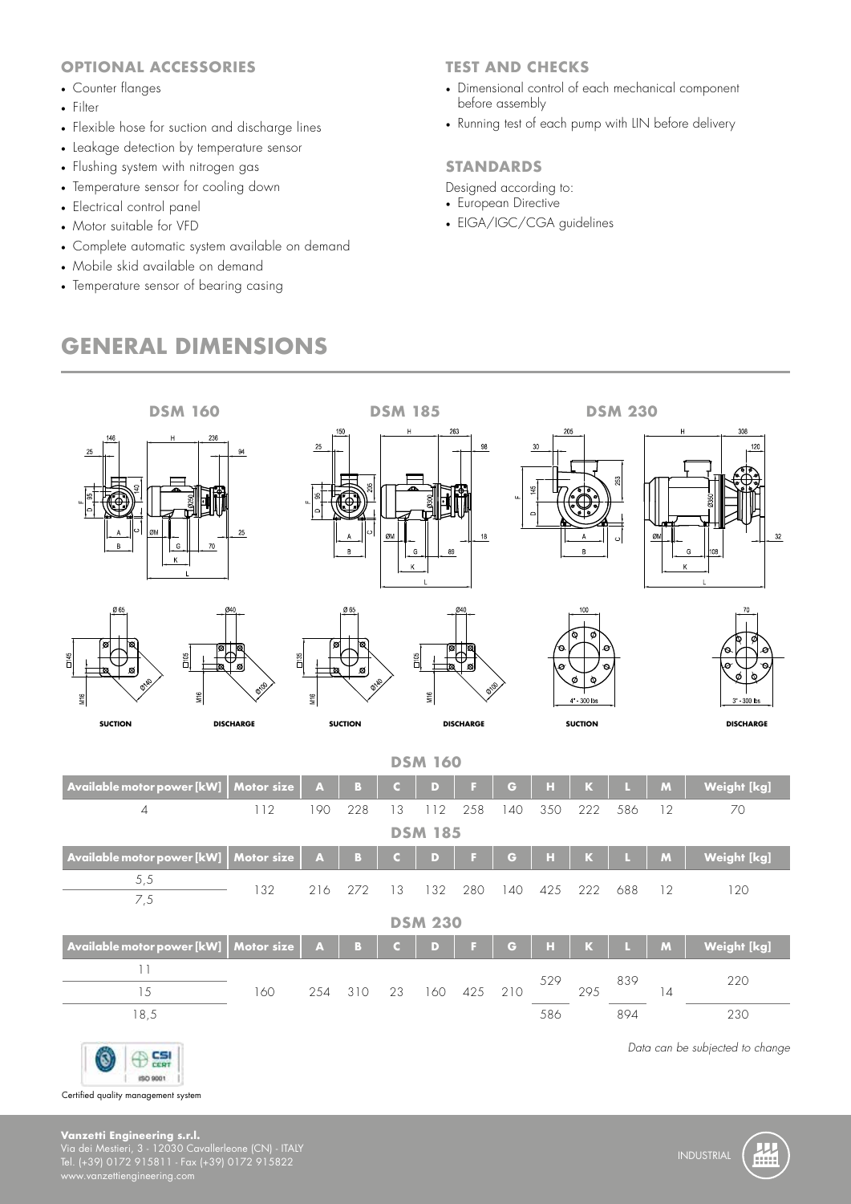## OPTIONAL ACCESSORIES

- Counter flanges
- Filter
- Flexible hose for suction and discharge lines
- Leakage detection by temperature sensor
- Flushing system with nitrogen gas
- Temperature sensor for cooling down
- Electrical control panel
- Motor suitable for VFD
- Complete automatic system available on demand
- Mobile skid available on demand
- Temperature sensor of bearing casing

## TEST AND CHECKS

- Dimensional control of each mechanical component before assembly
- Running test of each pump with LIN before delivery

## STANDARDS

Designed according to:
- European Directive
- EIGA/IGC/CGA guidelines

# GENERAL DIMENSIONS

DSM 160

DSM 185

DSM 230

SUCTION

DISCHARGE

SUCTION

DISCHARGE

SUCTION

DISCHARGE

### DSM 160

| Available motor power [kW] | Motor size | A | B | C | D | F | G | H | K | L | M | Weight [kg] |
|---|---|---|---|---|---|---|---|---|---|---|---|---|
| 4 | 112 | 190 | 228 | 13 | 112 | 258 | 140 | 350 | 222 | 586 | 12 | 70 |

### DSM 185

| Available motor power [kW] | Motor size | A | B | C | D | F | G | H | K | L | M | Weight [kg] |
|---|---|---|---|---|---|---|---|---|---|---|---|---|
| 5,5 | 132 | 216 | 272 | 13 | 132 | 280 | 140 | 425 | 222 | 688 | 12 | 120 |
| 7,5 | | | | | | | | | | | | |

### DSM 230

| Available motor power [kW] | Motor size | A | B | C | D | F | G | H | K | L | M | Weight [kg] |
|---|---|---|---|---|---|---|---|---|---|---|---|---|
| 11 | 160 | 254 | 310 | 23 | 160 | 425 | 210 | 529 | 295 | 839 | 14 | 220 |
| 15 | | | | | | | | | | | | |
| 18,5 | | | | | | | | 586 | | 894 | | 230 |

*Data can be subjected to change*

Certified quality management system

**Vanzetti Engineering s.r.l.**
Via dei Mestieri, 3 - 12030 Cavallerleone (CN) - ITALY
Tel. (+39) 0172 915811 - Fax (+39) 0172 915822
www.vanzettiengineering.com

INDUSTRIAL